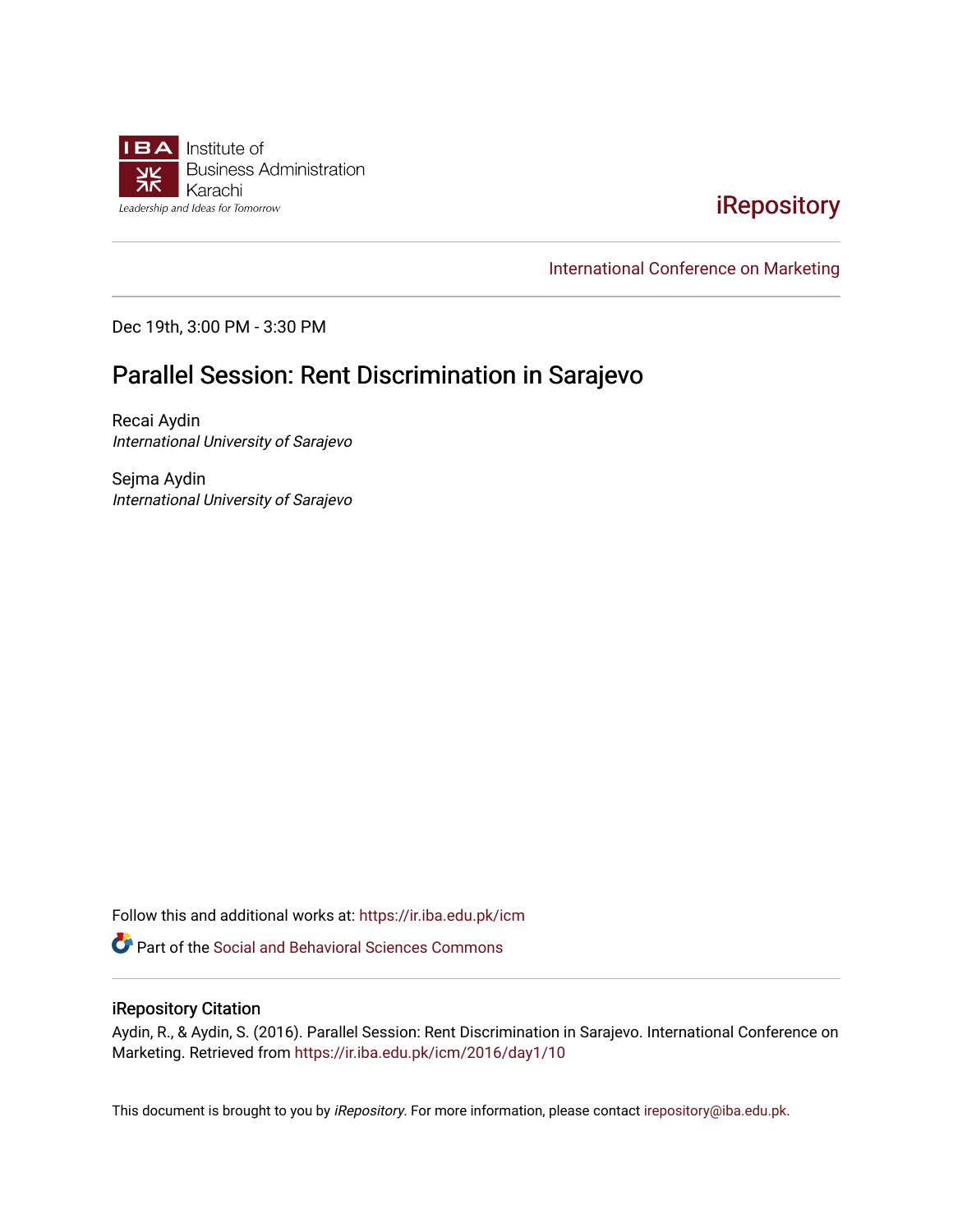IBA Institute of Business Administration Karachi

*Leadership and Ideas for Tomorrow*

iRepository

International Conference on Marketing

Dec 19th, 3:00 PM - 3:30 PM

# Parallel Session: Rent Discrimination in Sarajevo

Recai Aydin
*International University of Sarajevo*

Sejma Aydin
*International University of Sarajevo*

Follow this and additional works at: https://ir.iba.edu.pk/icm

Part of the Social and Behavioral Sciences Commons

## iRepository Citation

Aydin, R., & Aydin, S. (2016). Parallel Session: Rent Discrimination in Sarajevo. International Conference on Marketing. Retrieved from https://ir.iba.edu.pk/icm/2016/day1/10

This document is brought to you by *iRepository*. For more information, please contact irepository@iba.edu.pk.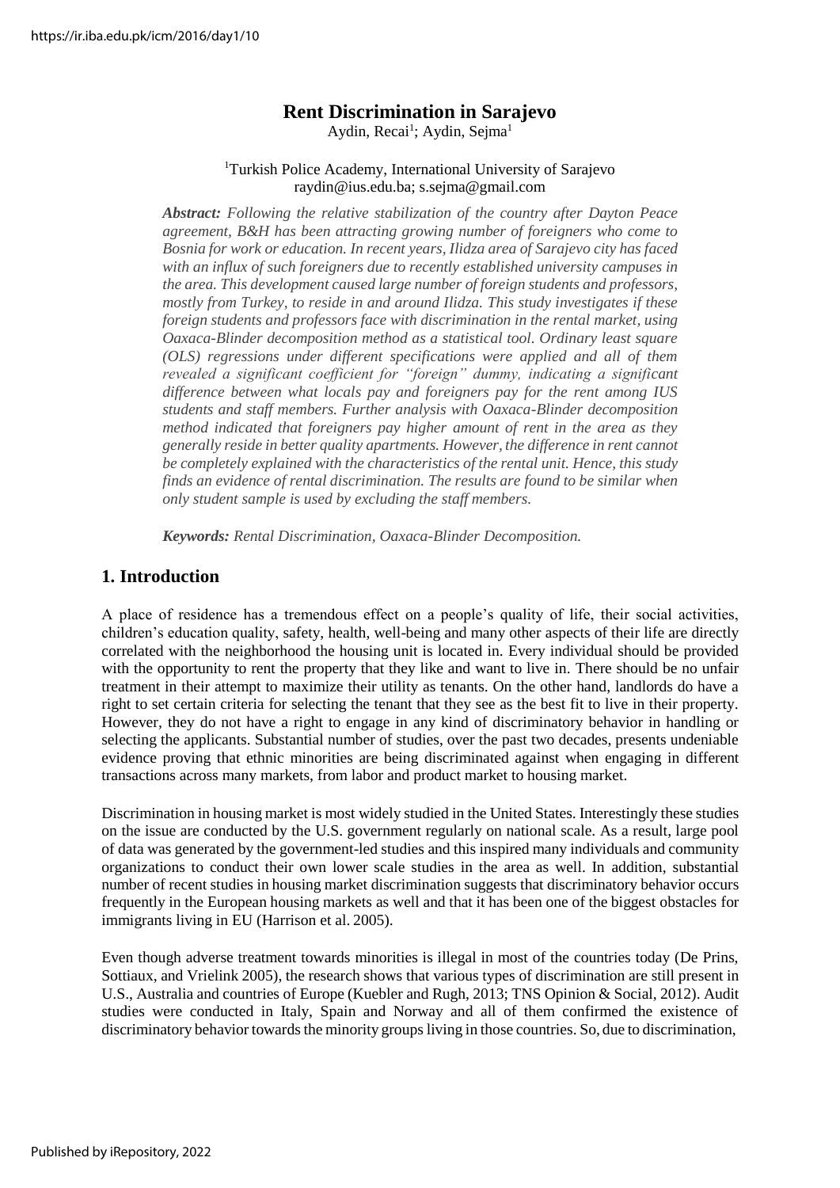# Rent Discrimination in Sarajevo

Aydin, Recai[1]; Aydin, Sejma[1]

[1]Turkish Police Academy, International University of Sarajevo
raydin@ius.edu.ba; s.sejma@gmail.com

***Abstract:*** *Following the relative stabilization of the country after Dayton Peace agreement, B&H has been attracting growing number of foreigners who come to Bosnia for work or education. In recent years, Ilidza area of Sarajevo city has faced with an influx of such foreigners due to recently established university campuses in the area. This development caused large number of foreign students and professors, mostly from Turkey, to reside in and around Ilidza. This study investigates if these foreign students and professors face with discrimination in the rental market, using Oaxaca-Blinder decomposition method as a statistical tool. Ordinary least square (OLS) regressions under different specifications were applied and all of them revealed a significant coefficient for "foreign" dummy, indicating a significant difference between what locals pay and foreigners pay for the rent among IUS students and staff members. Further analysis with Oaxaca-Blinder decomposition method indicated that foreigners pay higher amount of rent in the area as they generally reside in better quality apartments. However, the difference in rent cannot be completely explained with the characteristics of the rental unit. Hence, this study finds an evidence of rental discrimination. The results are found to be similar when only student sample is used by excluding the staff members.*

***Keywords:*** *Rental Discrimination, Oaxaca-Blinder Decomposition.*

## 1. Introduction

A place of residence has a tremendous effect on a people's quality of life, their social activities, children's education quality, safety, health, well-being and many other aspects of their life are directly correlated with the neighborhood the housing unit is located in. Every individual should be provided with the opportunity to rent the property that they like and want to live in. There should be no unfair treatment in their attempt to maximize their utility as tenants. On the other hand, landlords do have a right to set certain criteria for selecting the tenant that they see as the best fit to live in their property. However, they do not have a right to engage in any kind of discriminatory behavior in handling or selecting the applicants. Substantial number of studies, over the past two decades, presents undeniable evidence proving that ethnic minorities are being discriminated against when engaging in different transactions across many markets, from labor and product market to housing market.

Discrimination in housing market is most widely studied in the United States. Interestingly these studies on the issue are conducted by the U.S. government regularly on national scale. As a result, large pool of data was generated by the government-led studies and this inspired many individuals and community organizations to conduct their own lower scale studies in the area as well. In addition, substantial number of recent studies in housing market discrimination suggests that discriminatory behavior occurs frequently in the European housing markets as well and that it has been one of the biggest obstacles for immigrants living in EU (Harrison et al. 2005).

Even though adverse treatment towards minorities is illegal in most of the countries today (De Prins, Sottiaux, and Vrielink 2005), the research shows that various types of discrimination are still present in U.S., Australia and countries of Europe (Kuebler and Rugh, 2013; TNS Opinion & Social, 2012). Audit studies were conducted in Italy, Spain and Norway and all of them confirmed the existence of discriminatory behavior towards the minority groups living in those countries. So, due to discrimination,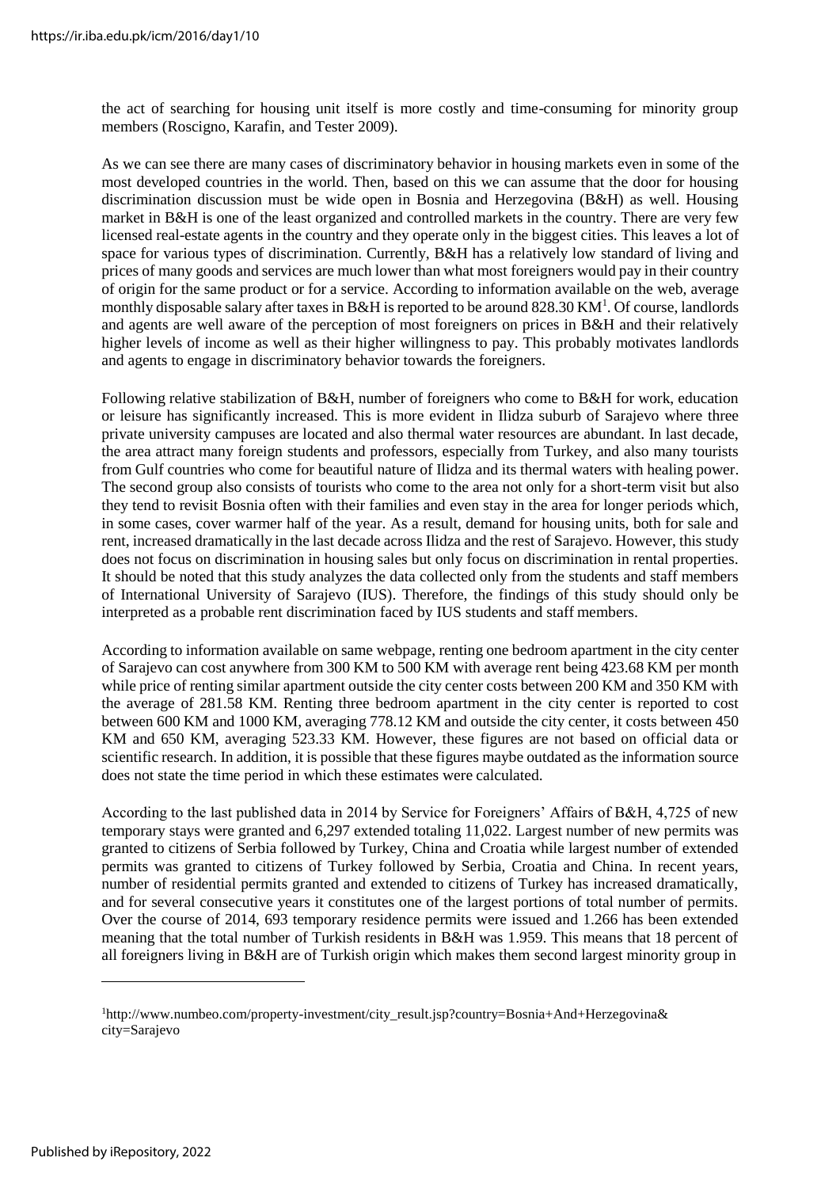the act of searching for housing unit itself is more costly and time-consuming for minority group members (Roscigno, Karafin, and Tester 2009).

As we can see there are many cases of discriminatory behavior in housing markets even in some of the most developed countries in the world. Then, based on this we can assume that the door for housing discrimination discussion must be wide open in Bosnia and Herzegovina (B&H) as well. Housing market in B&H is one of the least organized and controlled markets in the country. There are very few licensed real-estate agents in the country and they operate only in the biggest cities. This leaves a lot of space for various types of discrimination. Currently, B&H has a relatively low standard of living and prices of many goods and services are much lower than what most foreigners would pay in their country of origin for the same product or for a service. According to information available on the web, average monthly disposable salary after taxes in B&H is reported to be around 828.30 KM[1]. Of course, landlords and agents are well aware of the perception of most foreigners on prices in B&H and their relatively higher levels of income as well as their higher willingness to pay. This probably motivates landlords and agents to engage in discriminatory behavior towards the foreigners.

Following relative stabilization of B&H, number of foreigners who come to B&H for work, education or leisure has significantly increased. This is more evident in Ilidza suburb of Sarajevo where three private university campuses are located and also thermal water resources are abundant. In last decade, the area attract many foreign students and professors, especially from Turkey, and also many tourists from Gulf countries who come for beautiful nature of Ilidza and its thermal waters with healing power. The second group also consists of tourists who come to the area not only for a short-term visit but also they tend to revisit Bosnia often with their families and even stay in the area for longer periods which, in some cases, cover warmer half of the year. As a result, demand for housing units, both for sale and rent, increased dramatically in the last decade across Ilidza and the rest of Sarajevo. However, this study does not focus on discrimination in housing sales but only focus on discrimination in rental properties. It should be noted that this study analyzes the data collected only from the students and staff members of International University of Sarajevo (IUS). Therefore, the findings of this study should only be interpreted as a probable rent discrimination faced by IUS students and staff members.

According to information available on same webpage, renting one bedroom apartment in the city center of Sarajevo can cost anywhere from 300 KM to 500 KM with average rent being 423.68 KM per month while price of renting similar apartment outside the city center costs between 200 KM and 350 KM with the average of 281.58 KM. Renting three bedroom apartment in the city center is reported to cost between 600 KM and 1000 KM, averaging 778.12 KM and outside the city center, it costs between 450 KM and 650 KM, averaging 523.33 KM. However, these figures are not based on official data or scientific research. In addition, it is possible that these figures maybe outdated as the information source does not state the time period in which these estimates were calculated.

According to the last published data in 2014 by Service for Foreigners' Affairs of B&H, 4,725 of new temporary stays were granted and 6,297 extended totaling 11,022. Largest number of new permits was granted to citizens of Serbia followed by Turkey, China and Croatia while largest number of extended permits was granted to citizens of Turkey followed by Serbia, Croatia and China. In recent years, number of residential permits granted and extended to citizens of Turkey has increased dramatically, and for several consecutive years it constitutes one of the largest portions of total number of permits. Over the course of 2014, 693 temporary residence permits were issued and 1.266 has been extended meaning that the total number of Turkish residents in B&H was 1.959. This means that 18 percent of all foreigners living in B&H are of Turkish origin which makes them second largest minority group in

[1]http://www.numbeo.com/property-investment/city_result.jsp?country=Bosnia+And+Herzegovina&city=Sarajevo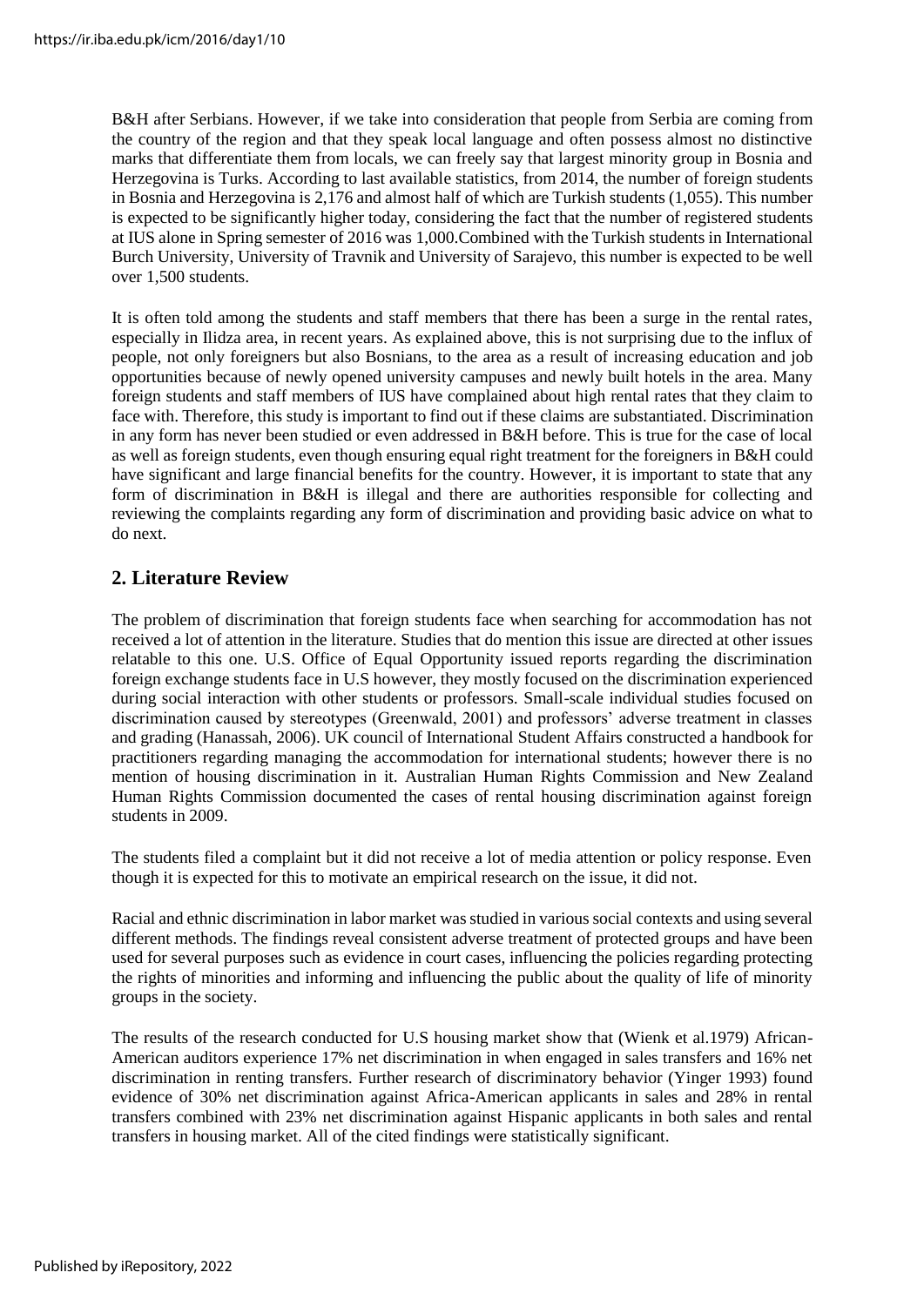B&H after Serbians. However, if we take into consideration that people from Serbia are coming from the country of the region and that they speak local language and often possess almost no distinctive marks that differentiate them from locals, we can freely say that largest minority group in Bosnia and Herzegovina is Turks. According to last available statistics, from 2014, the number of foreign students in Bosnia and Herzegovina is 2,176 and almost half of which are Turkish students (1,055). This number is expected to be significantly higher today, considering the fact that the number of registered students at IUS alone in Spring semester of 2016 was 1,000.Combined with the Turkish students in International Burch University, University of Travnik and University of Sarajevo, this number is expected to be well over 1,500 students.

It is often told among the students and staff members that there has been a surge in the rental rates, especially in Ilidza area, in recent years. As explained above, this is not surprising due to the influx of people, not only foreigners but also Bosnians, to the area as a result of increasing education and job opportunities because of newly opened university campuses and newly built hotels in the area. Many foreign students and staff members of IUS have complained about high rental rates that they claim to face with. Therefore, this study is important to find out if these claims are substantiated. Discrimination in any form has never been studied or even addressed in B&H before. This is true for the case of local as well as foreign students, even though ensuring equal right treatment for the foreigners in B&H could have significant and large financial benefits for the country. However, it is important to state that any form of discrimination in B&H is illegal and there are authorities responsible for collecting and reviewing the complaints regarding any form of discrimination and providing basic advice on what to do next.

## 2. Literature Review

The problem of discrimination that foreign students face when searching for accommodation has not received a lot of attention in the literature. Studies that do mention this issue are directed at other issues relatable to this one. U.S. Office of Equal Opportunity issued reports regarding the discrimination foreign exchange students face in U.S however, they mostly focused on the discrimination experienced during social interaction with other students or professors. Small-scale individual studies focused on discrimination caused by stereotypes (Greenwald, 2001) and professors' adverse treatment in classes and grading (Hanassah, 2006). UK council of International Student Affairs constructed a handbook for practitioners regarding managing the accommodation for international students; however there is no mention of housing discrimination in it. Australian Human Rights Commission and New Zealand Human Rights Commission documented the cases of rental housing discrimination against foreign students in 2009.

The students filed a complaint but it did not receive a lot of media attention or policy response. Even though it is expected for this to motivate an empirical research on the issue, it did not.

Racial and ethnic discrimination in labor market was studied in various social contexts and using several different methods. The findings reveal consistent adverse treatment of protected groups and have been used for several purposes such as evidence in court cases, influencing the policies regarding protecting the rights of minorities and informing and influencing the public about the quality of life of minority groups in the society.

The results of the research conducted for U.S housing market show that (Wienk et al.1979) African-American auditors experience 17% net discrimination in when engaged in sales transfers and 16% net discrimination in renting transfers. Further research of discriminatory behavior (Yinger 1993) found evidence of 30% net discrimination against Africa-American applicants in sales and 28% in rental transfers combined with 23% net discrimination against Hispanic applicants in both sales and rental transfers in housing market. All of the cited findings were statistically significant.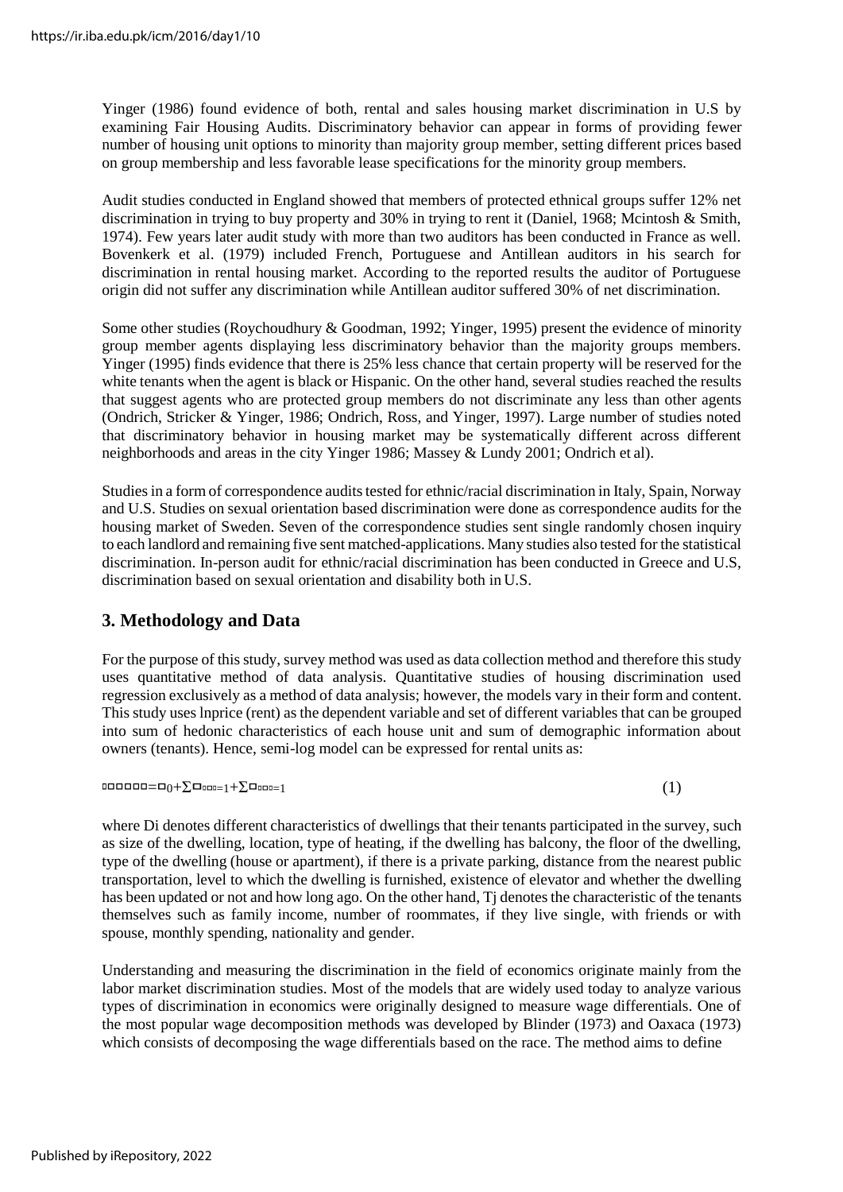Yinger (1986) found evidence of both, rental and sales housing market discrimination in U.S by examining Fair Housing Audits. Discriminatory behavior can appear in forms of providing fewer number of housing unit options to minority than majority group member, setting different prices based on group membership and less favorable lease specifications for the minority group members.

Audit studies conducted in England showed that members of protected ethnical groups suffer 12% net discrimination in trying to buy property and 30% in trying to rent it (Daniel, 1968; Mcintosh & Smith, 1974). Few years later audit study with more than two auditors has been conducted in France as well. Bovenkerk et al. (1979) included French, Portuguese and Antillean auditors in his search for discrimination in rental housing market. According to the reported results the auditor of Portuguese origin did not suffer any discrimination while Antillean auditor suffered 30% of net discrimination.

Some other studies (Roychoudhury & Goodman, 1992; Yinger, 1995) present the evidence of minority group member agents displaying less discriminatory behavior than the majority groups members. Yinger (1995) finds evidence that there is 25% less chance that certain property will be reserved for the white tenants when the agent is black or Hispanic. On the other hand, several studies reached the results that suggest agents who are protected group members do not discriminate any less than other agents (Ondrich, Stricker & Yinger, 1986; Ondrich, Ross, and Yinger, 1997). Large number of studies noted that discriminatory behavior in housing market may be systematically different across different neighborhoods and areas in the city Yinger 1986; Massey & Lundy 2001; Ondrich et al).

Studies in a form of correspondence audits tested for ethnic/racial discrimination in Italy, Spain, Norway and U.S. Studies on sexual orientation based discrimination were done as correspondence audits for the housing market of Sweden. Seven of the correspondence studies sent single randomly chosen inquiry to each landlord and remaining five sent matched-applications. Many studies also tested for the statistical discrimination. In-person audit for ethnic/racial discrimination has been conducted in Greece and U.S, discrimination based on sexual orientation and disability both in U.S.

## 3. Methodology and Data

For the purpose of this study, survey method was used as data collection method and therefore this study uses quantitative method of data analysis. Quantitative studies of housing discrimination used regression exclusively as a method of data analysis; however, the models vary in their form and content. This study uses lnprice (rent) as the dependent variable and set of different variables that can be grouped into sum of hedonic characteristics of each house unit and sum of demographic information about owners (tenants). Hence, semi-log model can be expressed for rental units as:

$$lnprice = \beta_0 + \sum_{i=1} \beta_i D_i + \sum_{j=1} \gamma_j T_j \quad (1)$$

where Di denotes different characteristics of dwellings that their tenants participated in the survey, such as size of the dwelling, location, type of heating, if the dwelling has balcony, the floor of the dwelling, type of the dwelling (house or apartment), if there is a private parking, distance from the nearest public transportation, level to which the dwelling is furnished, existence of elevator and whether the dwelling has been updated or not and how long ago. On the other hand, Tj denotes the characteristic of the tenants themselves such as family income, number of roommates, if they live single, with friends or with spouse, monthly spending, nationality and gender.

Understanding and measuring the discrimination in the field of economics originate mainly from the labor market discrimination studies. Most of the models that are widely used today to analyze various types of discrimination in economics were originally designed to measure wage differentials. One of the most popular wage decomposition methods was developed by Blinder (1973) and Oaxaca (1973) which consists of decomposing the wage differentials based on the race. The method aims to define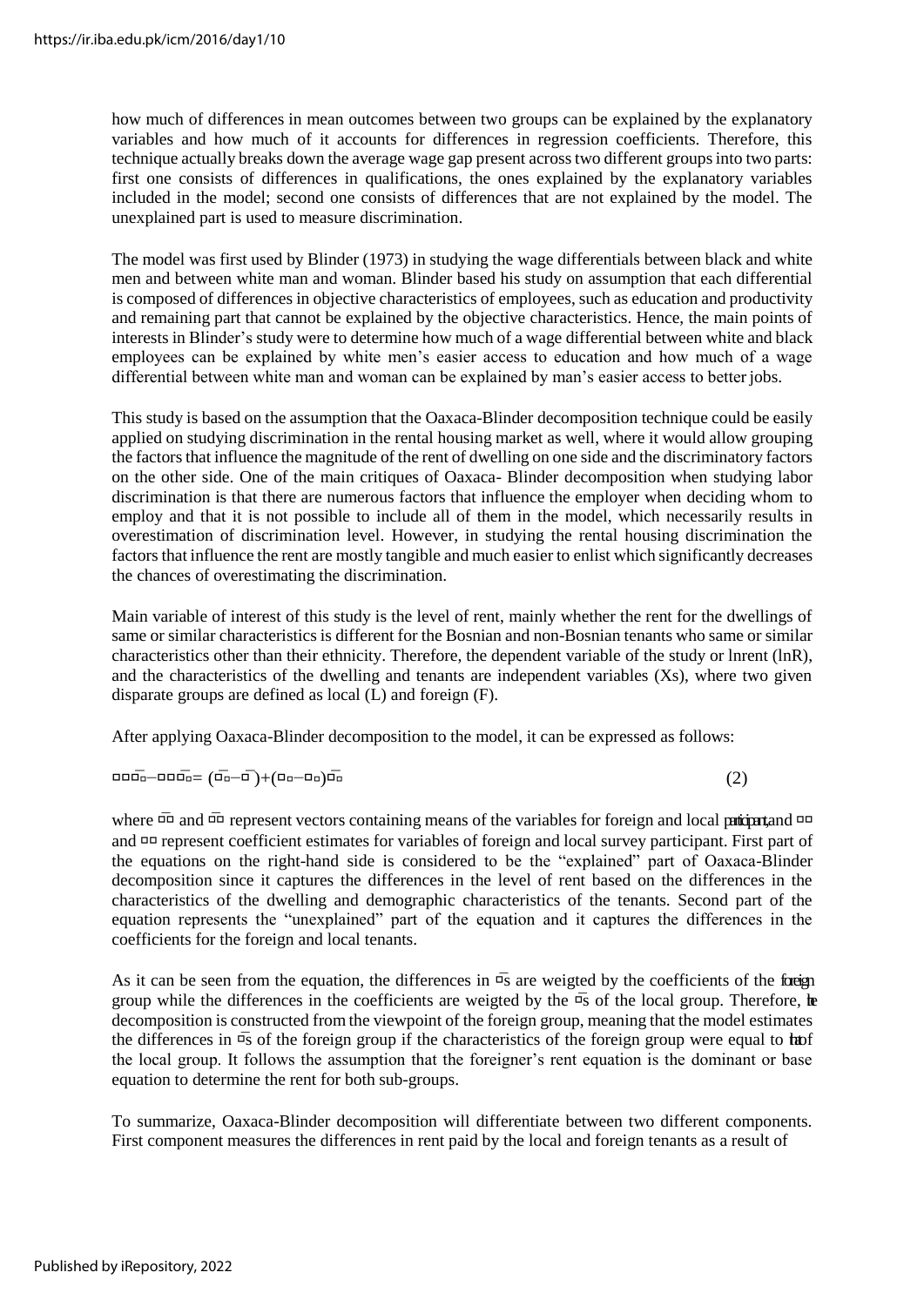how much of differences in mean outcomes between two groups can be explained by the explanatory variables and how much of it accounts for differences in regression coefficients. Therefore, this technique actually breaks down the average wage gap present across two different groups into two parts: first one consists of differences in qualifications, the ones explained by the explanatory variables included in the model; second one consists of differences that are not explained by the model. The unexplained part is used to measure discrimination.

The model was first used by Blinder (1973) in studying the wage differentials between black and white men and between white man and woman. Blinder based his study on assumption that each differential is composed of differences in objective characteristics of employees, such as education and productivity and remaining part that cannot be explained by the objective characteristics. Hence, the main points of interests in Blinder's study were to determine how much of a wage differential between white and black employees can be explained by white men's easier access to education and how much of a wage differential between white man and woman can be explained by man's easier access to better jobs.

This study is based on the assumption that the Oaxaca-Blinder decomposition technique could be easily applied on studying discrimination in the rental housing market as well, where it would allow grouping the factors that influence the magnitude of the rent of dwelling on one side and the discriminatory factors on the other side. One of the main critiques of Oaxaca- Blinder decomposition when studying labor discrimination is that there are numerous factors that influence the employer when deciding whom to employ and that it is not possible to include all of them in the model, which necessarily results in overestimation of discrimination level. However, in studying the rental housing discrimination the factors that influence the rent are mostly tangible and much easier to enlist which significantly decreases the chances of overestimating the discrimination.

Main variable of interest of this study is the level of rent, mainly whether the rent for the dwellings of same or similar characteristics is different for the Bosnian and non-Bosnian tenants who same or similar characteristics other than their ethnicity. Therefore, the dependent variable of the study or lnrent (lnR), and the characteristics of the dwelling and tenants are independent variables (Xs), where two given disparate groups are defined as local (L) and foreign (F).

After applying Oaxaca-Blinder decomposition to the model, it can be expressed as follows:

$$\ln\bar{R}_L - \ln\bar{R}_F = (\bar{X}_L - \bar{X}_F)\beta_F + (\beta_L - \beta_F)\bar{X}_L \tag{2}$$

where $\bar{X}_F$ and $\bar{X}_L$ represent vectors containing means of the variables for foreign and local participant, and $\beta_F$ and $\beta_L$ represent coefficient estimates for variables of foreign and local survey participant. First part of the equations on the right-hand side is considered to be the "explained" part of Oaxaca-Blinder decomposition since it captures the differences in the level of rent based on the differences in the characteristics of the dwelling and demographic characteristics of the tenants. Second part of the equation represents the "unexplained" part of the equation and it captures the differences in the coefficients for the foreign and local tenants.

As it can be seen from the equation, the differences in $\bar{X}$s are weigted by the coefficients of the foreign group while the differences in the coefficients are weigted by the $\bar{X}$s of the local group. Therefore, the decomposition is constructed from the viewpoint of the foreign group, meaning that the model estimates the differences in $\bar{X}$s of the foreign group if the characteristics of the foreign group were equal to that of the local group. It follows the assumption that the foreigner's rent equation is the dominant or base equation to determine the rent for both sub-groups.

To summarize, Oaxaca-Blinder decomposition will differentiate between two different components. First component measures the differences in rent paid by the local and foreign tenants as a result of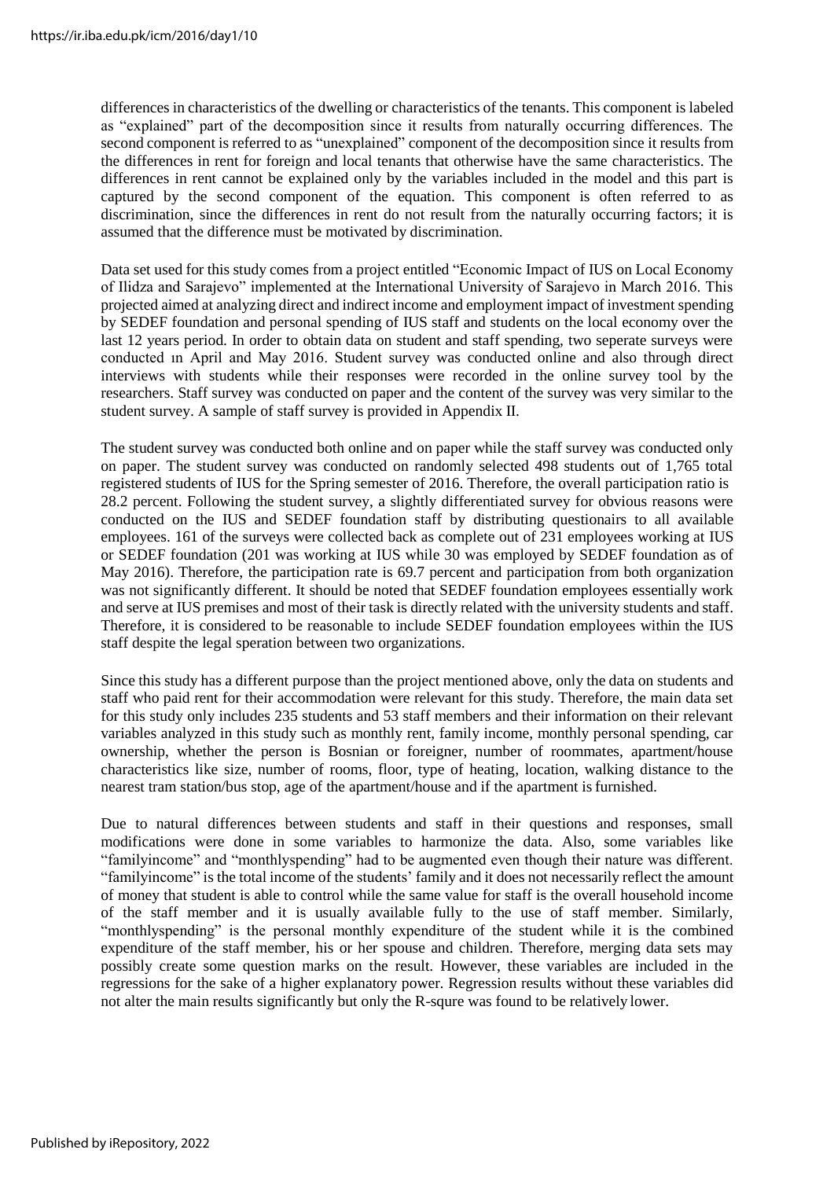differences in characteristics of the dwelling or characteristics of the tenants. This component is labeled as "explained" part of the decomposition since it results from naturally occurring differences. The second component is referred to as "unexplained" component of the decomposition since it results from the differences in rent for foreign and local tenants that otherwise have the same characteristics. The differences in rent cannot be explained only by the variables included in the model and this part is captured by the second component of the equation. This component is often referred to as discrimination, since the differences in rent do not result from the naturally occurring factors; it is assumed that the difference must be motivated by discrimination.

Data set used for this study comes from a project entitled "Economic Impact of IUS on Local Economy of Ilidza and Sarajevo" implemented at the International University of Sarajevo in March 2016. This projected aimed at analyzing direct and indirect income and employment impact of investment spending by SEDEF foundation and personal spending of IUS staff and students on the local economy over the last 12 years period. In order to obtain data on student and staff spending, two seperate surveys were conducted ın April and May 2016. Student survey was conducted online and also through direct interviews with students while their responses were recorded in the online survey tool by the researchers. Staff survey was conducted on paper and the content of the survey was very similar to the student survey. A sample of staff survey is provided in Appendix II.

The student survey was conducted both online and on paper while the staff survey was conducted only on paper. The student survey was conducted on randomly selected 498 students out of 1,765 total registered students of IUS for the Spring semester of 2016. Therefore, the overall participation ratio is 28.2 percent. Following the student survey, a slightly differentiated survey for obvious reasons were conducted on the IUS and SEDEF foundation staff by distributing questionairs to all available employees. 161 of the surveys were collected back as complete out of 231 employees working at IUS or SEDEF foundation (201 was working at IUS while 30 was employed by SEDEF foundation as of May 2016). Therefore, the participation rate is 69.7 percent and participation from both organization was not significantly different. It should be noted that SEDEF foundation employees essentially work and serve at IUS premises and most of their task is directly related with the university students and staff. Therefore, it is considered to be reasonable to include SEDEF foundation employees within the IUS staff despite the legal speration between two organizations.

Since this study has a different purpose than the project mentioned above, only the data on students and staff who paid rent for their accommodation were relevant for this study. Therefore, the main data set for this study only includes 235 students and 53 staff members and their information on their relevant variables analyzed in this study such as monthly rent, family income, monthly personal spending, car ownership, whether the person is Bosnian or foreigner, number of roommates, apartment/house characteristics like size, number of rooms, floor, type of heating, location, walking distance to the nearest tram station/bus stop, age of the apartment/house and if the apartment is furnished.

Due to natural differences between students and staff in their questions and responses, small modifications were done in some variables to harmonize the data. Also, some variables like "familyincome" and "monthlyspending" had to be augmented even though their nature was different. "familyincome" is the total income of the students' family and it does not necessarily reflect the amount of money that student is able to control while the same value for staff is the overall household income of the staff member and it is usually available fully to the use of staff member. Similarly, "monthlyspending" is the personal monthly expenditure of the student while it is the combined expenditure of the staff member, his or her spouse and children. Therefore, merging data sets may possibly create some question marks on the result. However, these variables are included in the regressions for the sake of a higher explanatory power. Regression results without these variables did not alter the main results significantly but only the R-squre was found to be relatively lower.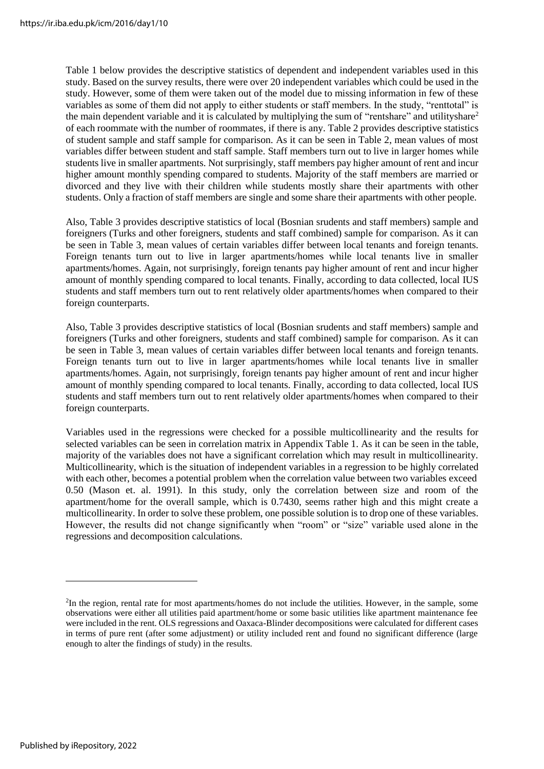Table 1 below provides the descriptive statistics of dependent and independent variables used in this study. Based on the survey results, there were over 20 independent variables which could be used in the study. However, some of them were taken out of the model due to missing information in few of these variables as some of them did not apply to either students or staff members. In the study, "renttotal" is the main dependent variable and it is calculated by multiplying the sum of "rentshare" and utilityshare[2] of each roommate with the number of roommates, if there is any. Table 2 provides descriptive statistics of student sample and staff sample for comparison. As it can be seen in Table 2, mean values of most variables differ between student and staff sample. Staff members turn out to live in larger homes while students live in smaller apartments. Not surprisingly, staff members pay higher amount of rent and incur higher amount monthly spending compared to students. Majority of the staff members are married or divorced and they live with their children while students mostly share their apartments with other students. Only a fraction of staff members are single and some share their apartments with other people.

Also, Table 3 provides descriptive statistics of local (Bosnian srudents and staff members) sample and foreigners (Turks and other foreigners, students and staff combined) sample for comparison. As it can be seen in Table 3, mean values of certain variables differ between local tenants and foreign tenants. Foreign tenants turn out to live in larger apartments/homes while local tenants live in smaller apartments/homes. Again, not surprisingly, foreign tenants pay higher amount of rent and incur higher amount of monthly spending compared to local tenants. Finally, according to data collected, local IUS students and staff members turn out to rent relatively older apartments/homes when compared to their foreign counterparts.

Also, Table 3 provides descriptive statistics of local (Bosnian srudents and staff members) sample and foreigners (Turks and other foreigners, students and staff combined) sample for comparison. As it can be seen in Table 3, mean values of certain variables differ between local tenants and foreign tenants. Foreign tenants turn out to live in larger apartments/homes while local tenants live in smaller apartments/homes. Again, not surprisingly, foreign tenants pay higher amount of rent and incur higher amount of monthly spending compared to local tenants. Finally, according to data collected, local IUS students and staff members turn out to rent relatively older apartments/homes when compared to their foreign counterparts.

Variables used in the regressions were checked for a possible multicollinearity and the results for selected variables can be seen in correlation matrix in Appendix Table 1. As it can be seen in the table, majority of the variables does not have a significant correlation which may result in multicollinearity. Multicollinearity, which is the situation of independent variables in a regression to be highly correlated with each other, becomes a potential problem when the correlation value between two variables exceed 0.50 (Mason et. al. 1991). In this study, only the correlation between size and room of the apartment/home for the overall sample, which is 0.7430, seems rather high and this might create a multicollinearity. In order to solve these problem, one possible solution is to drop one of these variables. However, the results did not change significantly when "room" or "size" variable used alone in the regressions and decomposition calculations.

---

[2]In the region, rental rate for most apartments/homes do not include the utilities. However, in the sample, some observations were either all utilities paid apartment/home or some basic utilities like apartment maintenance fee were included in the rent. OLS regressions and Oaxaca-Blinder decompositions were calculated for different cases in terms of pure rent (after some adjustment) or utility included rent and found no significant difference (large enough to alter the findings of study) in the results.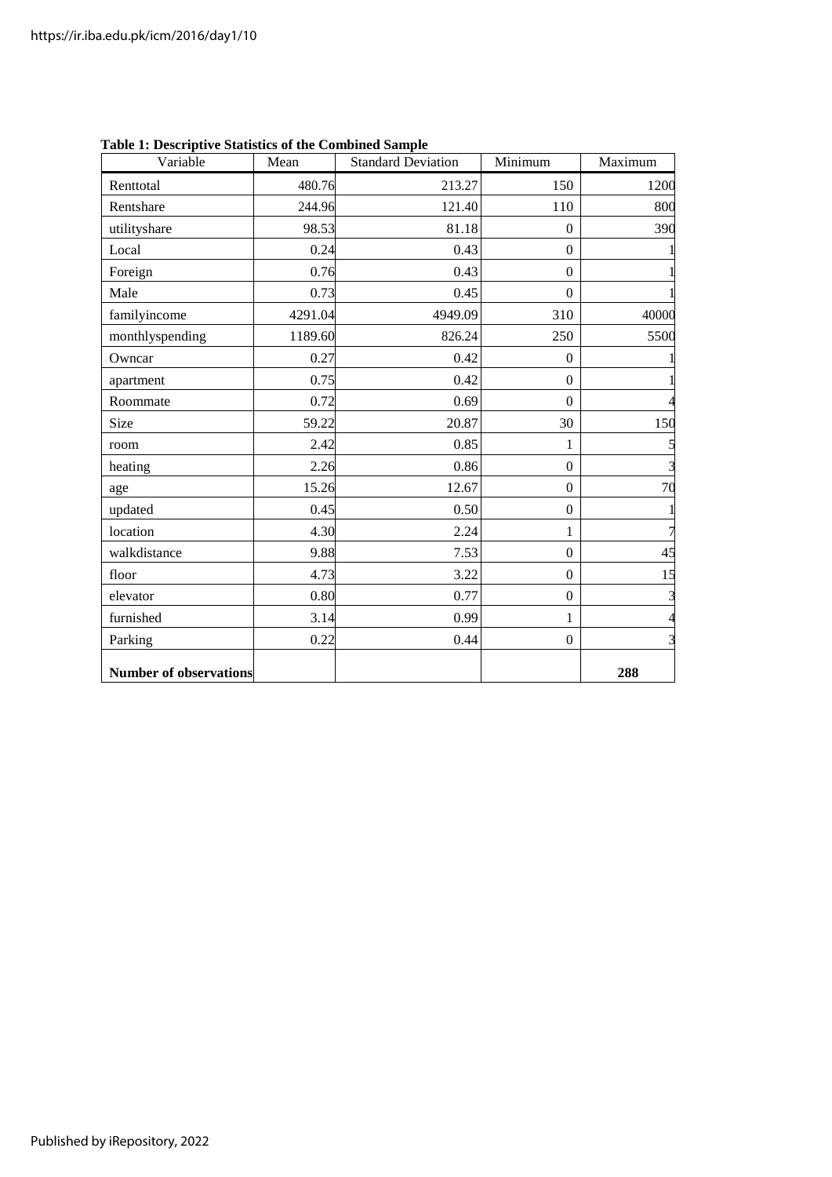**Table 1: Descriptive Statistics of the Combined Sample**

| Variable | Mean | Standard Deviation | Minimum | Maximum |
|---|---|---|---|---|
| Renttotal | 480.76 | 213.27 | 150 | 1200 |
| Rentshare | 244.96 | 121.40 | 110 | 800 |
| utilityshare | 98.53 | 81.18 | 0 | 390 |
| Local | 0.24 | 0.43 | 0 | 1 |
| Foreign | 0.76 | 0.43 | 0 | 1 |
| Male | 0.73 | 0.45 | 0 | 1 |
| familyincome | 4291.04 | 4949.09 | 310 | 40000 |
| monthlyspending | 1189.60 | 826.24 | 250 | 5500 |
| Owncar | 0.27 | 0.42 | 0 | 1 |
| apartment | 0.75 | 0.42 | 0 | 1 |
| Roommate | 0.72 | 0.69 | 0 | 4 |
| Size | 59.22 | 20.87 | 30 | 150 |
| room | 2.42 | 0.85 | 1 | 5 |
| heating | 2.26 | 0.86 | 0 | 3 |
| age | 15.26 | 12.67 | 0 | 70 |
| updated | 0.45 | 0.50 | 0 | 1 |
| location | 4.30 | 2.24 | 1 | 7 |
| walkdistance | 9.88 | 7.53 | 0 | 45 |
| floor | 4.73 | 3.22 | 0 | 15 |
| elevator | 0.80 | 0.77 | 0 | 3 |
| furnished | 3.14 | 0.99 | 1 | 4 |
| Parking | 0.22 | 0.44 | 0 | 3 |
| **Number of observations** | | | | **288** |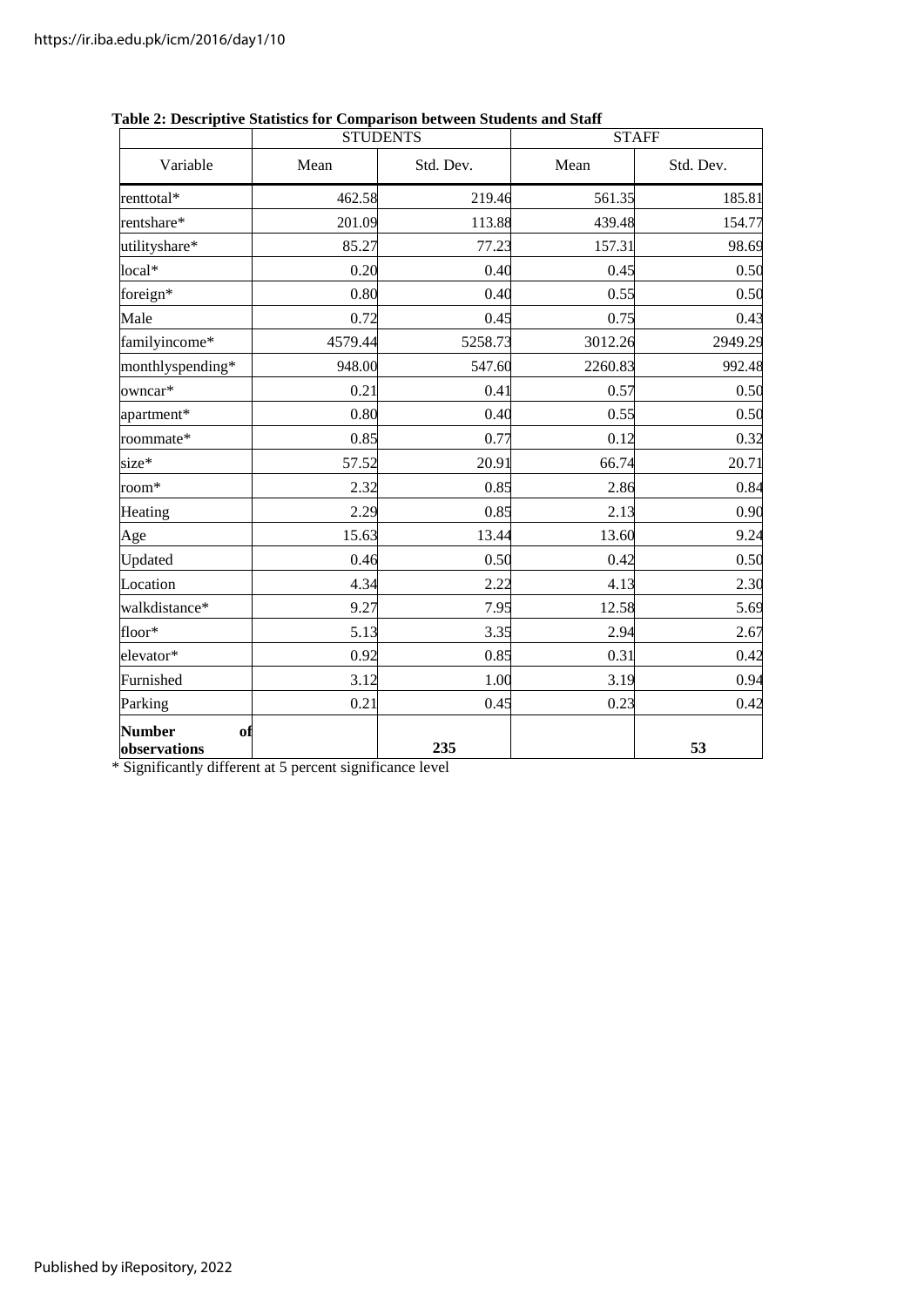**Table 2: Descriptive Statistics for Comparison between Students and Staff**

| | STUDENTS | | STAFF | |
|---|---|---|---|---|
| Variable | Mean | Std. Dev. | Mean | Std. Dev. |
| renttotal* | 462.58 | 219.46 | 561.35 | 185.81 |
| rentshare* | 201.09 | 113.88 | 439.48 | 154.77 |
| utilityshare* | 85.27 | 77.23 | 157.31 | 98.69 |
| local* | 0.20 | 0.40 | 0.45 | 0.50 |
| foreign* | 0.80 | 0.40 | 0.55 | 0.50 |
| Male | 0.72 | 0.45 | 0.75 | 0.43 |
| familyincome* | 4579.44 | 5258.73 | 3012.26 | 2949.29 |
| monthlyspending* | 948.00 | 547.60 | 2260.83 | 992.48 |
| owncar* | 0.21 | 0.41 | 0.57 | 0.50 |
| apartment* | 0.80 | 0.40 | 0.55 | 0.50 |
| roommate* | 0.85 | 0.77 | 0.12 | 0.32 |
| size* | 57.52 | 20.91 | 66.74 | 20.71 |
| room* | 2.32 | 0.85 | 2.86 | 0.84 |
| Heating | 2.29 | 0.85 | 2.13 | 0.90 |
| Age | 15.63 | 13.44 | 13.60 | 9.24 |
| Updated | 0.46 | 0.50 | 0.42 | 0.50 |
| Location | 4.34 | 2.22 | 4.13 | 2.30 |
| walkdistance* | 9.27 | 7.95 | 12.58 | 5.69 |
| floor* | 5.13 | 3.35 | 2.94 | 2.67 |
| elevator* | 0.92 | 0.85 | 0.31 | 0.42 |
| Furnished | 3.12 | 1.00 | 3.19 | 0.94 |
| Parking | 0.21 | 0.45 | 0.23 | 0.42 |
| **Number of observations** | | **235** | | **53** |

* Significantly different at 5 percent significance level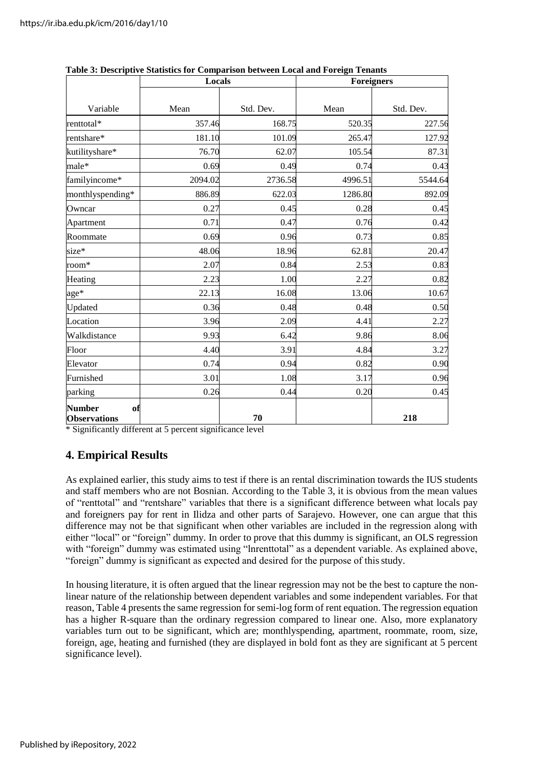**Table 3: Descriptive Statistics for Comparison between Local and Foreign Tenants**

| | Locals | | Foreigners | |
|---|---|---|---|---|
| Variable | Mean | Std. Dev. | Mean | Std. Dev. |
| renttotal* | 357.46 | 168.75 | 520.35 | 227.56 |
| rentshare* | 181.10 | 101.09 | 265.47 | 127.92 |
| kutilityshare* | 76.70 | 62.07 | 105.54 | 87.31 |
| male* | 0.69 | 0.49 | 0.74 | 0.43 |
| familyincome* | 2094.02 | 2736.58 | 4996.51 | 5544.64 |
| monthlyspending* | 886.89 | 622.03 | 1286.80 | 892.09 |
| Owncar | 0.27 | 0.45 | 0.28 | 0.45 |
| Apartment | 0.71 | 0.47 | 0.76 | 0.42 |
| Roommate | 0.69 | 0.96 | 0.73 | 0.85 |
| size* | 48.06 | 18.96 | 62.81 | 20.47 |
| room* | 2.07 | 0.84 | 2.53 | 0.83 |
| Heating | 2.23 | 1.00 | 2.27 | 0.82 |
| age* | 22.13 | 16.08 | 13.06 | 10.67 |
| Updated | 0.36 | 0.48 | 0.48 | 0.50 |
| Location | 3.96 | 2.09 | 4.41 | 2.27 |
| Walkdistance | 9.93 | 6.42 | 9.86 | 8.06 |
| Floor | 4.40 | 3.91 | 4.84 | 3.27 |
| Elevator | 0.74 | 0.94 | 0.82 | 0.90 |
| Furnished | 3.01 | 1.08 | 3.17 | 0.96 |
| parking | 0.26 | 0.44 | 0.20 | 0.45 |
| **Number of Observations** | | **70** | | **218** |

\* Significantly different at 5 percent significance level

## 4. Empirical Results

As explained earlier, this study aims to test if there is an rental discrimination towards the IUS students and staff members who are not Bosnian. According to the Table 3, it is obvious from the mean values of "renttotal" and "rentshare" variables that there is a significant difference between what locals pay and foreigners pay for rent in Ilidza and other parts of Sarajevo. However, one can argue that this difference may not be that significant when other variables are included in the regression along with either "local" or "foreign" dummy. In order to prove that this dummy is significant, an OLS regression with "foreign" dummy was estimated using "lnrenttotal" as a dependent variable. As explained above, "foreign" dummy is significant as expected and desired for the purpose of this study.

In housing literature, it is often argued that the linear regression may not be the best to capture the non-linear nature of the relationship between dependent variables and some independent variables. For that reason, Table 4 presents the same regression for semi-log form of rent equation. The regression equation has a higher R-square than the ordinary regression compared to linear one. Also, more explanatory variables turn out to be significant, which are; monthlyspending, apartment, roommate, room, size, foreign, age, heating and furnished (they are displayed in bold font as they are significant at 5 percent significance level).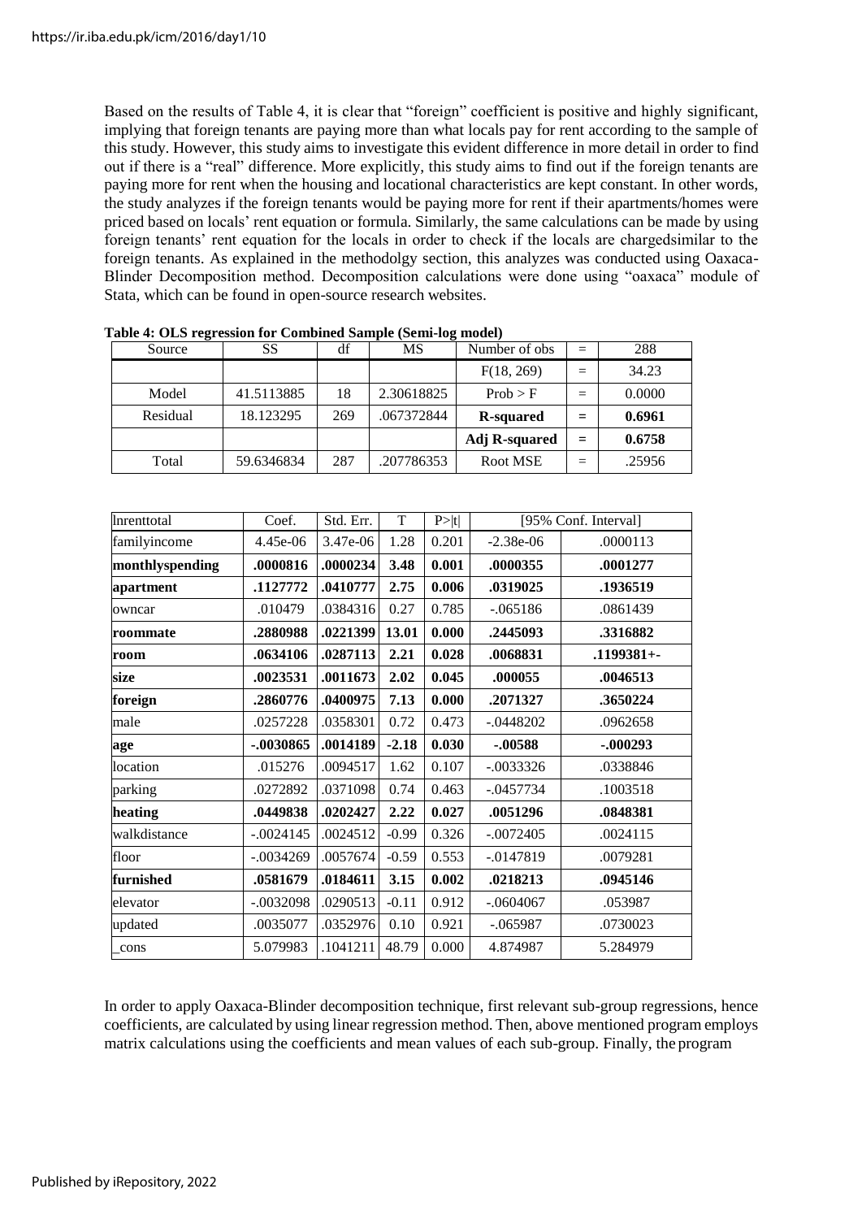Based on the results of Table 4, it is clear that "foreign" coefficient is positive and highly significant, implying that foreign tenants are paying more than what locals pay for rent according to the sample of this study. However, this study aims to investigate this evident difference in more detail in order to find out if there is a "real" difference. More explicitly, this study aims to find out if the foreign tenants are paying more for rent when the housing and locational characteristics are kept constant. In other words, the study analyzes if the foreign tenants would be paying more for rent if their apartments/homes were priced based on locals' rent equation or formula. Similarly, the same calculations can be made by using foreign tenants' rent equation for the locals in order to check if the locals are chargedsimilar to the foreign tenants. As explained in the methodolgy section, this analyzes was conducted using Oaxaca-Blinder Decomposition method. Decomposition calculations were done using "oaxaca" module of Stata, which can be found in open-source research websites.

**Table 4: OLS regression for Combined Sample (Semi-log model)**

| Source | SS | df | MS | Number of obs | = | 288 |
|---|---|---|---|---|---|---|
| | | | | F(18, 269) | = | 34.23 |
| Model | 41.5113885 | 18 | 2.30618825 | Prob > F | = | 0.0000 |
| Residual | 18.123295 | 269 | .067372844 | **R-squared** | **=** | **0.6961** |
| | | | | **Adj R-squared** | **=** | **0.6758** |
| Total | 59.6346834 | 287 | .207786353 | Root MSE | = | .25956 |

| lnrenttotal | Coef. | Std. Err. | T | P>\|t\| | [95% Conf. Interval] | |
|---|---|---|---|---|---|---|
| familyincome | 4.45e-06 | 3.47e-06 | 1.28 | 0.201 | -2.38e-06 | .0000113 |
| **monthlyspending** | **.0000816** | **.0000234** | **3.48** | **0.001** | **.0000355** | **.0001277** |
| **apartment** | **.1127772** | **.0410777** | **2.75** | **0.006** | **.0319025** | **.1936519** |
| owncar | .010479 | .0384316 | 0.27 | 0.785 | -.065186 | .0861439 |
| **roommate** | **.2880988** | **.0221399** | **13.01** | **0.000** | **.2445093** | **.3316882** |
| **room** | **.0634106** | **.0287113** | **2.21** | **0.028** | **.0068831** | **.1199381+-** |
| **size** | **.0023531** | **.0011673** | **2.02** | **0.045** | **.000055** | **.0046513** |
| **foreign** | **.2860776** | **.0400975** | **7.13** | **0.000** | **.2071327** | **.3650224** |
| male | .0257228 | .0358301 | 0.72 | 0.473 | -.0448202 | .0962658 |
| **age** | **-.0030865** | **.0014189** | **-2.18** | **0.030** | **-.00588** | **-.000293** |
| location | .015276 | .0094517 | 1.62 | 0.107 | -.0033326 | .0338846 |
| parking | .0272892 | .0371098 | 0.74 | 0.463 | -.0457734 | .1003518 |
| **heating** | **.0449838** | **.0202427** | **2.22** | **0.027** | **.0051296** | **.0848381** |
| walkdistance | -.0024145 | .0024512 | -0.99 | 0.326 | -.0072405 | .0024115 |
| floor | -.0034269 | .0057674 | -0.59 | 0.553 | -.0147819 | .0079281 |
| **furnished** | **.0581679** | **.0184611** | **3.15** | **0.002** | **.0218213** | **.0945146** |
| elevator | -.0032098 | .0290513 | -0.11 | 0.912 | -.0604067 | .053987 |
| updated | .0035077 | .0352976 | 0.10 | 0.921 | -.065987 | .0730023 |
| _cons | 5.079983 | .1041211 | 48.79 | 0.000 | 4.874987 | 5.284979 |

In order to apply Oaxaca-Blinder decomposition technique, first relevant sub-group regressions, hence coefficients, are calculated by using linear regression method. Then, above mentioned program employs matrix calculations using the coefficients and mean values of each sub-group. Finally, the program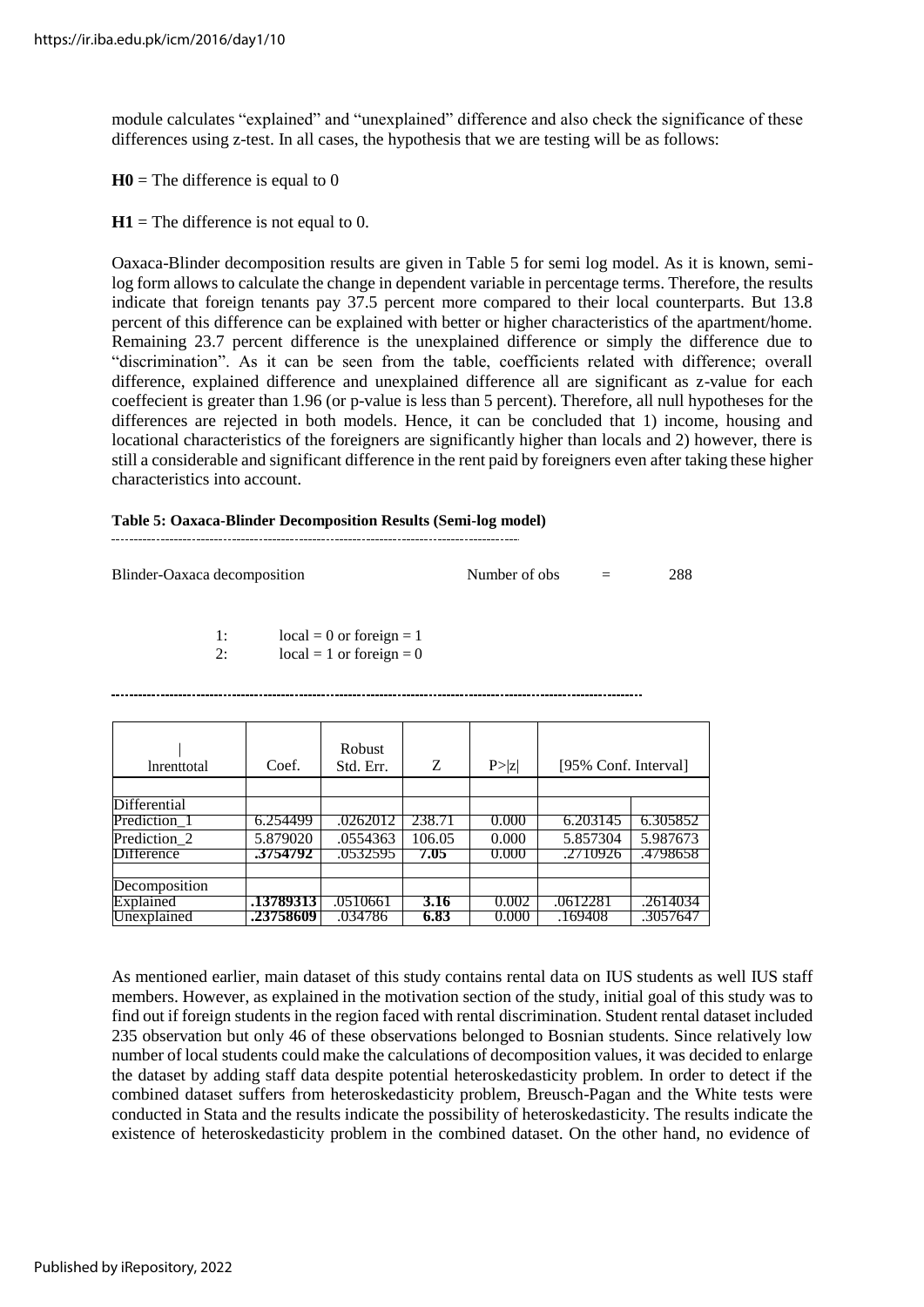module calculates "explained" and "unexplained" difference and also check the significance of these differences using z-test. In all cases, the hypothesis that we are testing will be as follows:

**H0** = The difference is equal to 0

**H1** = The difference is not equal to 0.

Oaxaca-Blinder decomposition results are given in Table 5 for semi log model. As it is known, semi-log form allows to calculate the change in dependent variable in percentage terms. Therefore, the results indicate that foreign tenants pay 37.5 percent more compared to their local counterparts. But 13.8 percent of this difference can be explained with better or higher characteristics of the apartment/home. Remaining 23.7 percent difference is the unexplained difference or simply the difference due to "discrimination". As it can be seen from the table, coefficients related with difference; overall difference, explained difference and unexplained difference all are significant as z-value for each coeffecient is greater than 1.96 (or p-value is less than 5 percent). Therefore, all null hypotheses for the differences are rejected in both models. Hence, it can be concluded that 1) income, housing and locational characteristics of the foreigners are significantly higher than locals and 2) however, there is still a considerable and significant difference in the rent paid by foreigners even after taking these higher characteristics into account.

**Table 5: Oaxaca-Blinder Decomposition Results (Semi-log model)**

Blinder-Oaxaca decomposition — Number of obs = 288

1: local = 0 or foreign = 1
2: local = 1 or foreign = 0

| \| lnrenttotal | Coef. | Robust Std. Err. | Z | P>\|z\| | [95% Conf. Interval] | |
|---|---|---|---|---|---|---|
| | | | | | | |
| Differential | | | | | | |
| Prediction_1 | 6.254499 | .0262012 | 238.71 | 0.000 | 6.203145 | 6.305852 |
| Prediction_2 | 5.879020 | .0554363 | 106.05 | 0.000 | 5.857304 | 5.987673 |
| Difference | **.3754792** | .0532595 | **7.05** | 0.000 | .2710926 | .4798658 |
| | | | | | | |
| Decomposition | | | | | | |
| Explained | **.13789313** | .0510661 | **3.16** | 0.002 | .0612281 | .2614034 |
| Unexplained | **.23758609** | .034786 | **6.83** | 0.000 | .169408 | .3057647 |

As mentioned earlier, main dataset of this study contains rental data on IUS students as well IUS staff members. However, as explained in the motivation section of the study, initial goal of this study was to find out if foreign students in the region faced with rental discrimination. Student rental dataset included 235 observation but only 46 of these observations belonged to Bosnian students. Since relatively low number of local students could make the calculations of decomposition values, it was decided to enlarge the dataset by adding staff data despite potential heteroskedasticity problem. In order to detect if the combined dataset suffers from heteroskedasticity problem, Breusch-Pagan and the White tests were conducted in Stata and the results indicate the possibility of heteroskedasticity. The results indicate the existence of heteroskedasticity problem in the combined dataset. On the other hand, no evidence of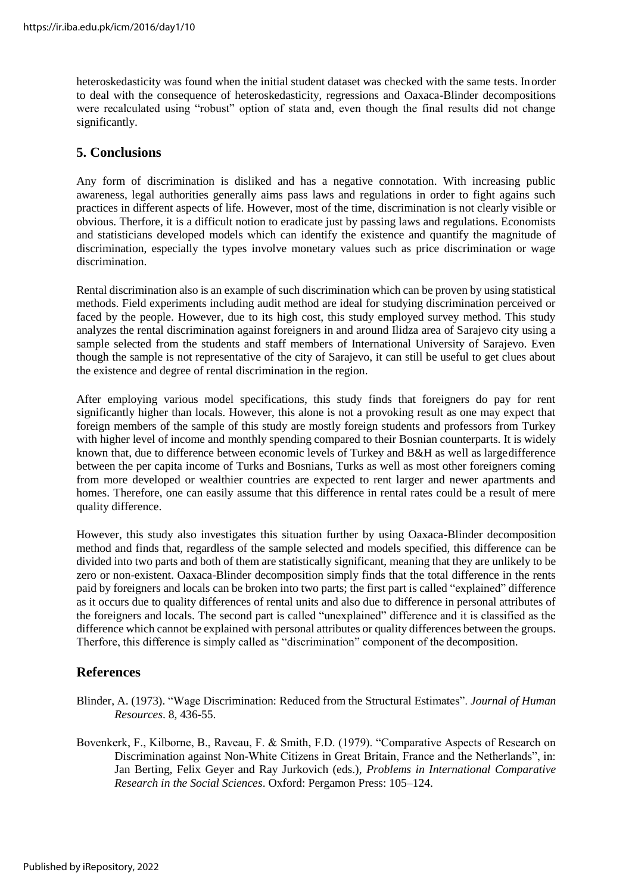heteroskedasticity was found when the initial student dataset was checked with the same tests. In order to deal with the consequence of heteroskedasticity, regressions and Oaxaca-Blinder decompositions were recalculated using "robust" option of stata and, even though the final results did not change significantly.

## 5. Conclusions

Any form of discrimination is disliked and has a negative connotation. With increasing public awareness, legal authorities generally aims pass laws and regulations in order to fight agains such practices in different aspects of life. However, most of the time, discrimination is not clearly visible or obvious. Therfore, it is a difficult notion to eradicate just by passing laws and regulations. Economists and statisticians developed models which can identify the existence and quantify the magnitude of discrimination, especially the types involve monetary values such as price discrimination or wage discrimination.

Rental discrimination also is an example of such discrimination which can be proven by using statistical methods. Field experiments including audit method are ideal for studying discrimination perceived or faced by the people. However, due to its high cost, this study employed survey method. This study analyzes the rental discrimination against foreigners in and around Ilidza area of Sarajevo city using a sample selected from the students and staff members of International University of Sarajevo. Even though the sample is not representative of the city of Sarajevo, it can still be useful to get clues about the existence and degree of rental discrimination in the region.

After employing various model specifications, this study finds that foreigners do pay for rent significantly higher than locals. However, this alone is not a provoking result as one may expect that foreign members of the sample of this study are mostly foreign students and professors from Turkey with higher level of income and monthly spending compared to their Bosnian counterparts. It is widely known that, due to difference between economic levels of Turkey and B&H as well as large difference between the per capita income of Turks and Bosnians, Turks as well as most other foreigners coming from more developed or wealthier countries are expected to rent larger and newer apartments and homes. Therefore, one can easily assume that this difference in rental rates could be a result of mere quality difference.

However, this study also investigates this situation further by using Oaxaca-Blinder decomposition method and finds that, regardless of the sample selected and models specified, this difference can be divided into two parts and both of them are statistically significant, meaning that they are unlikely to be zero or non-existent. Oaxaca-Blinder decomposition simply finds that the total difference in the rents paid by foreigners and locals can be broken into two parts; the first part is called "explained" difference as it occurs due to quality differences of rental units and also due to difference in personal attributes of the foreigners and locals. The second part is called "unexplained" difference and it is classified as the difference which cannot be explained with personal attributes or quality differences between the groups. Therfore, this difference is simply called as "discrimination" component of the decomposition.

## References

Blinder, A. (1973). "Wage Discrimination: Reduced from the Structural Estimates". *Journal of Human Resources*. 8, 436-55.

Bovenkerk, F., Kilborne, B., Raveau, F. & Smith, F.D. (1979). "Comparative Aspects of Research on Discrimination against Non-White Citizens in Great Britain, France and the Netherlands", in: Jan Berting, Felix Geyer and Ray Jurkovich (eds.), *Problems in International Comparative Research in the Social Sciences*. Oxford: Pergamon Press: 105–124.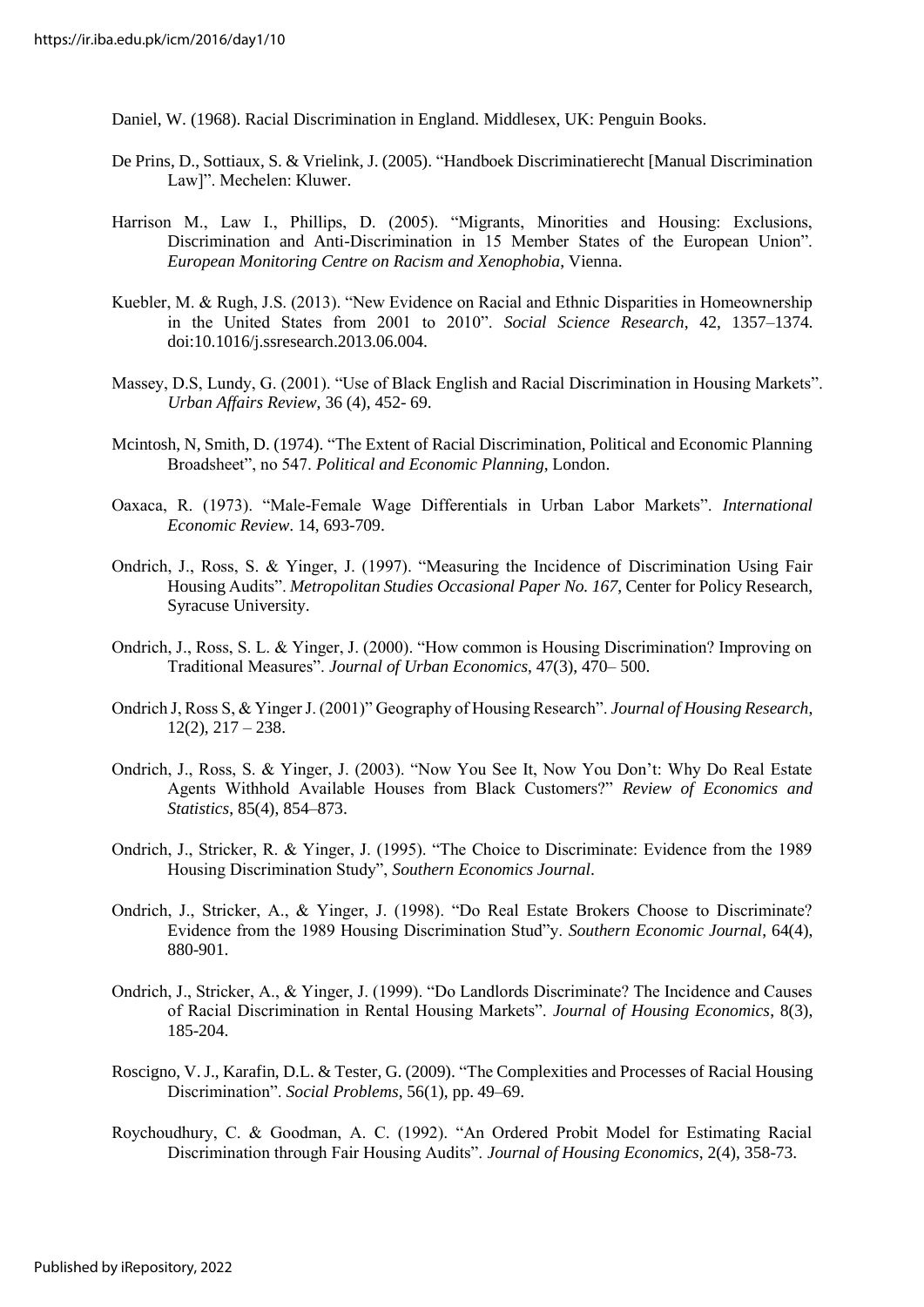Daniel, W. (1968). Racial Discrimination in England. Middlesex, UK: Penguin Books.

De Prins, D., Sottiaux, S. & Vrielink, J. (2005). "Handboek Discriminatierecht [Manual Discrimination Law]". Mechelen: Kluwer.

Harrison M., Law I., Phillips, D. (2005). "Migrants, Minorities and Housing: Exclusions, Discrimination and Anti-Discrimination in 15 Member States of the European Union". *European Monitoring Centre on Racism and Xenophobia*, Vienna.

Kuebler, M. & Rugh, J.S. (2013). "New Evidence on Racial and Ethnic Disparities in Homeownership in the United States from 2001 to 2010". *Social Science Research*, 42, 1357–1374. doi:10.1016/j.ssresearch.2013.06.004.

Massey, D.S, Lundy, G. (2001). "Use of Black English and Racial Discrimination in Housing Markets". *Urban Affairs Review,* 36 (4), 452- 69.

Mcintosh, N, Smith, D. (1974). "The Extent of Racial Discrimination, Political and Economic Planning Broadsheet", no 547. *Political and Economic Planning*, London.

Oaxaca, R. (1973). "Male-Female Wage Differentials in Urban Labor Markets". *International Economic Review*. 14, 693-709.

Ondrich, J., Ross, S. & Yinger, J. (1997). "Measuring the Incidence of Discrimination Using Fair Housing Audits". *Metropolitan Studies Occasional Paper No. 167*, Center for Policy Research, Syracuse University.

Ondrich, J., Ross, S. L. & Yinger, J. (2000). "How common is Housing Discrimination? Improving on Traditional Measures". *Journal of Urban Economics*, 47(3), 470– 500.

Ondrich J, Ross S, & Yinger J. (2001)" Geography of Housing Research". *Journal of Housing Research*, 12(2), 217 – 238.

Ondrich, J., Ross, S. & Yinger, J. (2003). "Now You See It, Now You Don't: Why Do Real Estate Agents Withhold Available Houses from Black Customers?" *Review of Economics and Statistics*, 85(4), 854–873.

Ondrich, J., Stricker, R. & Yinger, J. (1995). "The Choice to Discriminate: Evidence from the 1989 Housing Discrimination Study", *Southern Economics Journal*.

Ondrich, J., Stricker, A., & Yinger, J. (1998). "Do Real Estate Brokers Choose to Discriminate? Evidence from the 1989 Housing Discrimination Stud"y. *Southern Economic Journal*, 64(4), 880-901.

Ondrich, J., Stricker, A., & Yinger, J. (1999). "Do Landlords Discriminate? The Incidence and Causes of Racial Discrimination in Rental Housing Markets". *Journal of Housing Economics*, 8(3), 185-204.

Roscigno, V. J., Karafin, D.L. & Tester, G. (2009). "The Complexities and Processes of Racial Housing Discrimination". *Social Problems*, 56(1), pp. 49–69.

Roychoudhury, C. & Goodman, A. C. (1992). "An Ordered Probit Model for Estimating Racial Discrimination through Fair Housing Audits". *Journal of Housing Economics*, 2(4), 358-73.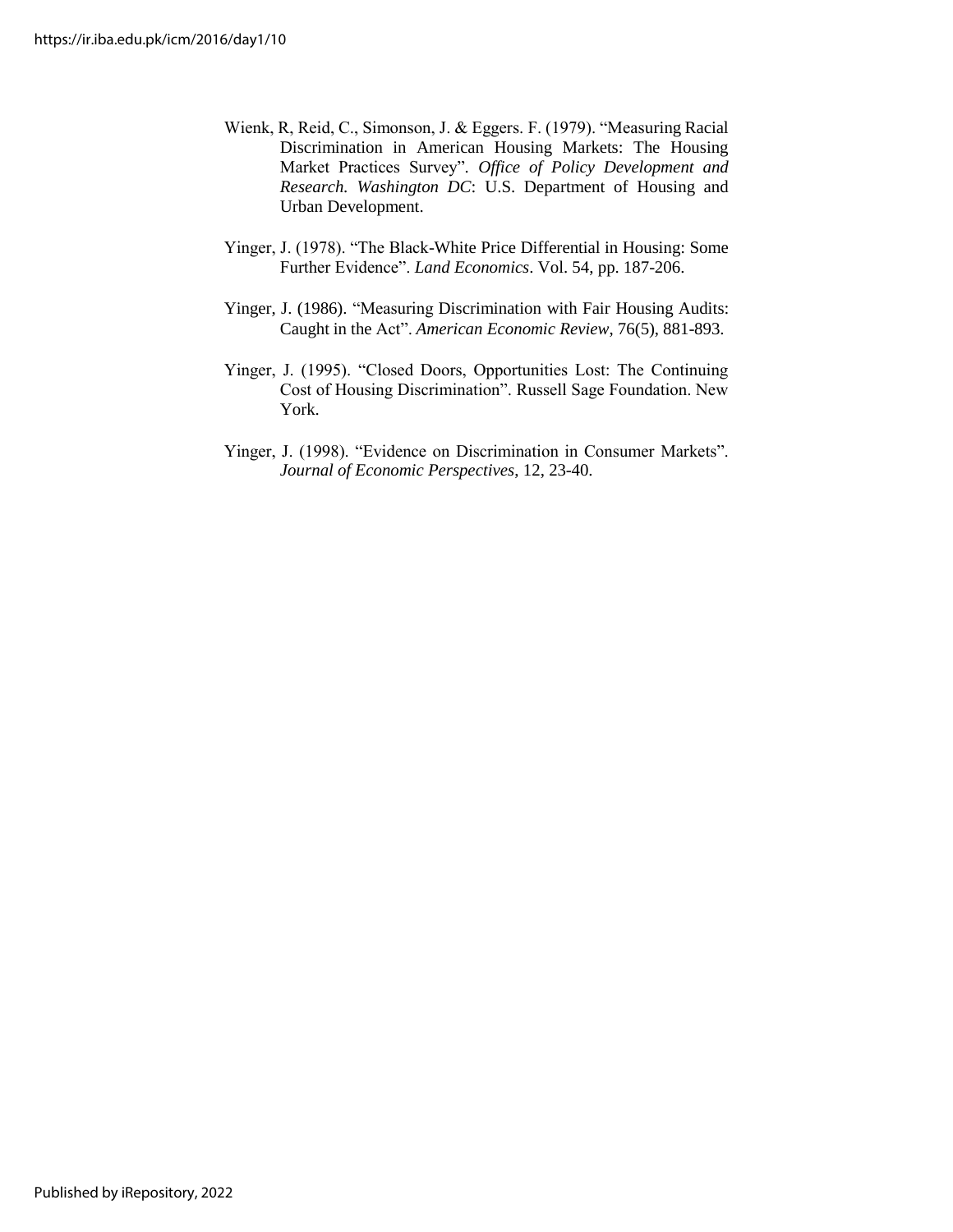Wienk, R, Reid, C., Simonson, J. & Eggers. F. (1979). "Measuring Racial Discrimination in American Housing Markets: The Housing Market Practices Survey". *Office of Policy Development and Research. Washington DC*: U.S. Department of Housing and Urban Development.

Yinger, J. (1978). "The Black-White Price Differential in Housing: Some Further Evidence". *Land Economics*. Vol. 54, pp. 187-206.

Yinger, J. (1986). "Measuring Discrimination with Fair Housing Audits: Caught in the Act". *American Economic Review*, 76(5), 881-893.

Yinger, J. (1995). "Closed Doors, Opportunities Lost: The Continuing Cost of Housing Discrimination". Russell Sage Foundation. New York.

Yinger, J. (1998). "Evidence on Discrimination in Consumer Markets". *Journal of Economic Perspectives*, 12, 23-40.